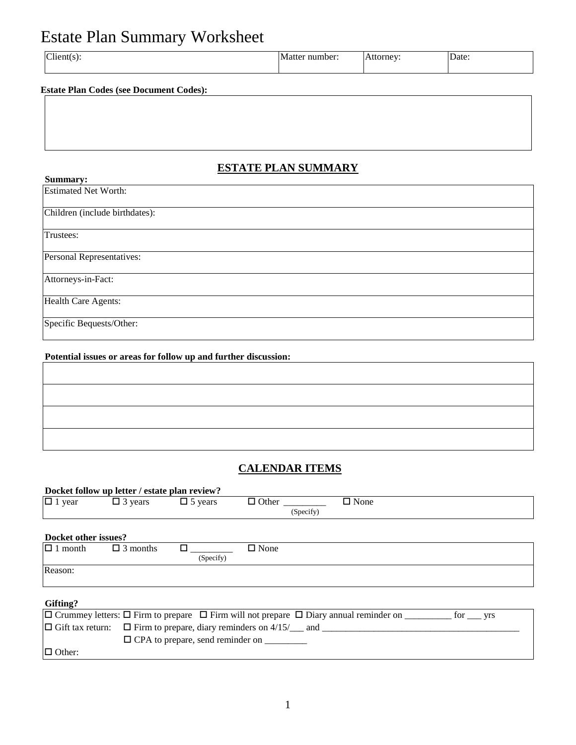# Estate Plan Summary Worksheet

| Client(s): | Matter number: | Attorney: | Date: |
|---|---|---|---|

**Estate Plan Codes (see Document Codes):**

| |
|---|
| |

## ESTATE PLAN SUMMARY

**Summary:**

| |
|---|
| Estimated Net Worth: |
| Children (include birthdates): |
| Trustees: |
| Personal Representatives: |
| Attorneys-in-Fact: |
| Health Care Agents: |
| Specific Bequests/Other: |

**Potential issues or areas for follow up and further discussion:**

| |
|---|
| |
| |
| |
| |

## CALENDAR ITEMS

**Docket follow up letter / estate plan review?**

| | | | | |
|---|---|---|---|---|
| ☐ 1 year | ☐ 3 years | ☐ 5 years | ☐ Other _________ (Specify) | ☐ None |

**Docket other issues?**

| | | | |
|---|---|---|---|
| ☐ 1 month | ☐ 3 months | ☐ _________ (Specify) | ☐ None |
| Reason: | | | |

**Gifting?**

| |
|---|
| ☐ Crummey letters: ☐ Firm to prepare ☐ Firm will not prepare ☐ Diary annual reminder on __________ for ___ yrs |
| ☐ Gift tax return: ☐ Firm to prepare, diary reminders on 4/15/___ and __________________________________________ |
| ☐ CPA to prepare, send reminder on _________ |
| ☐ Other: |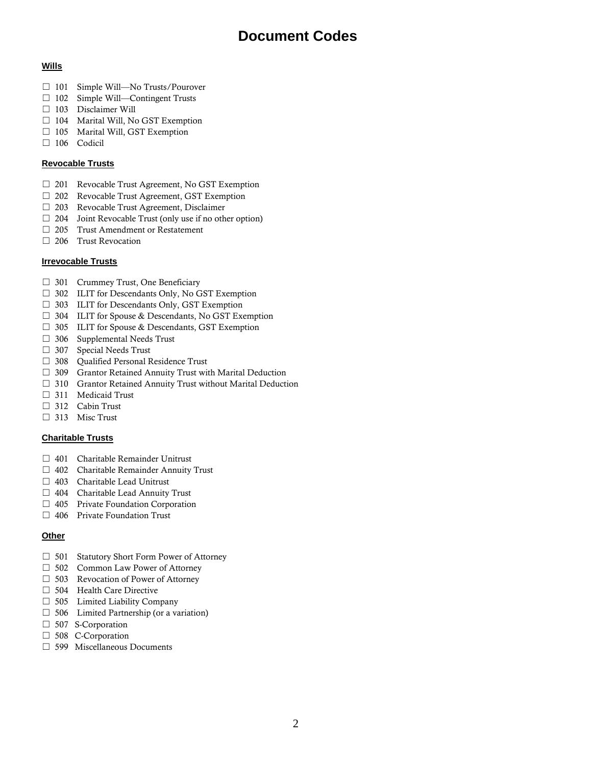# Document Codes

### Wills

- ☐ 101 Simple Will—No Trusts/Pourover
- ☐ 102 Simple Will—Contingent Trusts
- ☐ 103 Disclaimer Will
- ☐ 104 Marital Will, No GST Exemption
- ☐ 105 Marital Will, GST Exemption
- ☐ 106 Codicil

### Revocable Trusts

- ☐ 201 Revocable Trust Agreement, No GST Exemption
- ☐ 202 Revocable Trust Agreement, GST Exemption
- ☐ 203 Revocable Trust Agreement, Disclaimer
- ☐ 204 Joint Revocable Trust (only use if no other option)
- ☐ 205 Trust Amendment or Restatement
- ☐ 206 Trust Revocation

### Irrevocable Trusts

- ☐ 301 Crummey Trust, One Beneficiary
- ☐ 302 ILIT for Descendants Only, No GST Exemption
- ☐ 303 ILIT for Descendants Only, GST Exemption
- ☐ 304 ILIT for Spouse & Descendants, No GST Exemption
- ☐ 305 ILIT for Spouse & Descendants, GST Exemption
- ☐ 306 Supplemental Needs Trust
- ☐ 307 Special Needs Trust
- ☐ 308 Qualified Personal Residence Trust
- ☐ 309 Grantor Retained Annuity Trust with Marital Deduction
- ☐ 310 Grantor Retained Annuity Trust without Marital Deduction
- ☐ 311 Medicaid Trust
- ☐ 312 Cabin Trust
- ☐ 313 Misc Trust

### Charitable Trusts

- ☐ 401 Charitable Remainder Unitrust
- ☐ 402 Charitable Remainder Annuity Trust
- ☐ 403 Charitable Lead Unitrust
- ☐ 404 Charitable Lead Annuity Trust
- ☐ 405 Private Foundation Corporation
- ☐ 406 Private Foundation Trust

### Other

- ☐ 501 Statutory Short Form Power of Attorney
- ☐ 502 Common Law Power of Attorney
- ☐ 503 Revocation of Power of Attorney
- ☐ 504 Health Care Directive
- ☐ 505 Limited Liability Company
- ☐ 506 Limited Partnership (or a variation)
- ☐ 507 S-Corporation
- ☐ 508 C-Corporation
- ☐ 599 Miscellaneous Documents